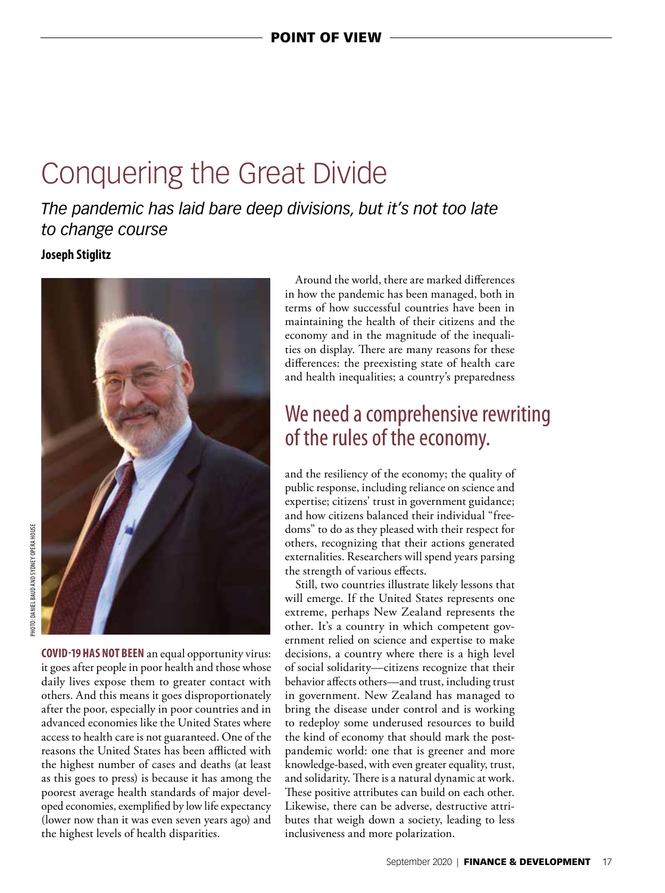# Conquering the Great Divide

*The pandemic has laid bare deep divisions, but it's not too late to change course*

**Joseph Stiglitz**

PHOTO: DANIEL BAUD AND SYDNEY OPERA HOUSE

**COVID-19 HAS NOT BEEN** an equal opportunity virus: it goes after people in poor health and those whose daily lives expose them to greater contact with others. And this means it goes disproportionately after the poor, especially in poor countries and in advanced economies like the United States where access to health care is not guaranteed. One of the reasons the United States has been afflicted with the highest number of cases and deaths (at least as this goes to press) is because it has among the poorest average health standards of major developed economies, exemplified by low life expectancy (lower now than it was even seven years ago) and the highest levels of health disparities.

Around the world, there are marked differences in how the pandemic has been managed, both in terms of how successful countries have been in maintaining the health of their citizens and the economy and in the magnitude of the inequalities on display. There are many reasons for these differences: the preexisting state of health care and health inequalities; a country's preparedness and the resiliency of the economy; the quality of public response, including reliance on science and expertise; citizens' trust in government guidance; and how citizens balanced their individual "freedoms" to do as they pleased with their respect for others, recognizing that their actions generated externalities. Researchers will spend years parsing the strength of various effects.

## We need a comprehensive rewriting of the rules of the economy.

Still, two countries illustrate likely lessons that will emerge. If the United States represents one extreme, perhaps New Zealand represents the other. It's a country in which competent government relied on science and expertise to make decisions, a country where there is a high level of social solidarity—citizens recognize that their behavior affects others—and trust, including trust in government. New Zealand has managed to bring the disease under control and is working to redeploy some underused resources to build the kind of economy that should mark the post-pandemic world: one that is greener and more knowledge-based, with even greater equality, trust, and solidarity. There is a natural dynamic at work. These positive attributes can build on each other. Likewise, there can be adverse, destructive attributes that weigh down a society, leading to less inclusiveness and more polarization.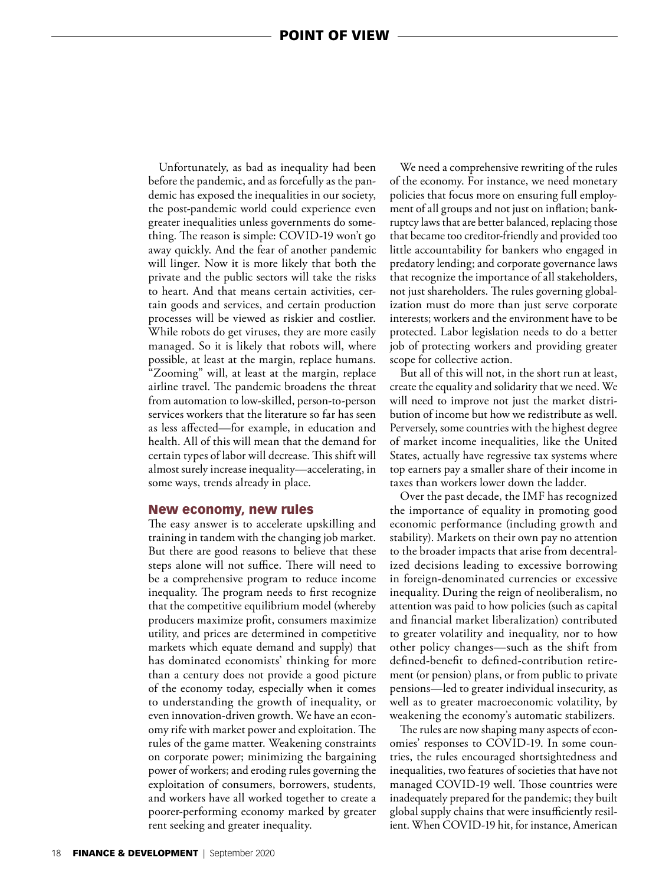Unfortunately, as bad as inequality had been before the pandemic, and as forcefully as the pandemic has exposed the inequalities in our society, the post-pandemic world could experience even greater inequalities unless governments do something. The reason is simple: COVID-19 won't go away quickly. And the fear of another pandemic will linger. Now it is more likely that both the private and the public sectors will take the risks to heart. And that means certain activities, certain goods and services, and certain production processes will be viewed as riskier and costlier. While robots do get viruses, they are more easily managed. So it is likely that robots will, where possible, at least at the margin, replace humans. "Zooming" will, at least at the margin, replace airline travel. The pandemic broadens the threat from automation to low-skilled, person-to-person services workers that the literature so far has seen as less affected—for example, in education and health. All of this will mean that the demand for certain types of labor will decrease. This shift will almost surely increase inequality—accelerating, in some ways, trends already in place.

## New economy, new rules

The easy answer is to accelerate upskilling and training in tandem with the changing job market. But there are good reasons to believe that these steps alone will not suffice. There will need to be a comprehensive program to reduce income inequality. The program needs to first recognize that the competitive equilibrium model (whereby producers maximize profit, consumers maximize utility, and prices are determined in competitive markets which equate demand and supply) that has dominated economists' thinking for more than a century does not provide a good picture of the economy today, especially when it comes to understanding the growth of inequality, or even innovation-driven growth. We have an economy rife with market power and exploitation. The rules of the game matter. Weakening constraints on corporate power; minimizing the bargaining power of workers; and eroding rules governing the exploitation of consumers, borrowers, students, and workers have all worked together to create a poorer-performing economy marked by greater rent seeking and greater inequality.

We need a comprehensive rewriting of the rules of the economy. For instance, we need monetary policies that focus more on ensuring full employment of all groups and not just on inflation; bankruptcy laws that are better balanced, replacing those that became too creditor-friendly and provided too little accountability for bankers who engaged in predatory lending; and corporate governance laws that recognize the importance of all stakeholders, not just shareholders. The rules governing globalization must do more than just serve corporate interests; workers and the environment have to be protected. Labor legislation needs to do a better job of protecting workers and providing greater scope for collective action.

But all of this will not, in the short run at least, create the equality and solidarity that we need. We will need to improve not just the market distribution of income but how we redistribute as well. Perversely, some countries with the highest degree of market income inequalities, like the United States, actually have regressive tax systems where top earners pay a smaller share of their income in taxes than workers lower down the ladder.

Over the past decade, the IMF has recognized the importance of equality in promoting good economic performance (including growth and stability). Markets on their own pay no attention to the broader impacts that arise from decentralized decisions leading to excessive borrowing in foreign-denominated currencies or excessive inequality. During the reign of neoliberalism, no attention was paid to how policies (such as capital and financial market liberalization) contributed to greater volatility and inequality, nor to how other policy changes—such as the shift from defined-benefit to defined-contribution retirement (or pension) plans, or from public to private pensions—led to greater individual insecurity, as well as to greater macroeconomic volatility, by weakening the economy's automatic stabilizers.

The rules are now shaping many aspects of economies' responses to COVID-19. In some countries, the rules encouraged shortsightedness and inequalities, two features of societies that have not managed COVID-19 well. Those countries were inadequately prepared for the pandemic; they built global supply chains that were insufficiently resilient. When COVID-19 hit, for instance, American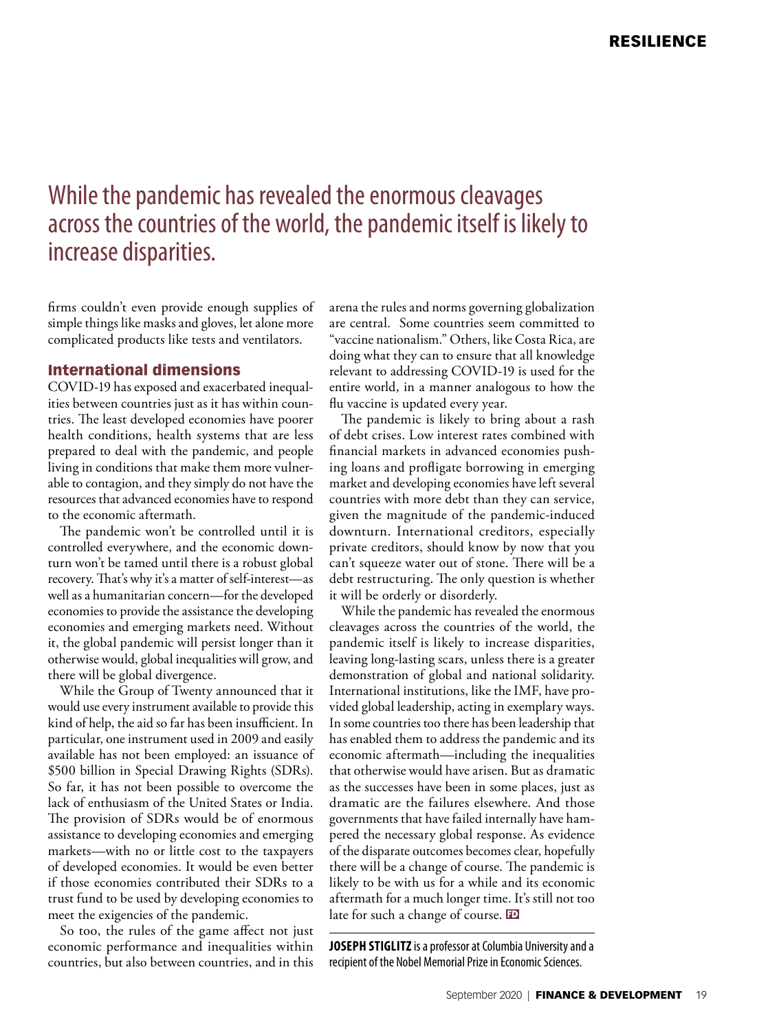> While the pandemic has revealed the enormous cleavages across the countries of the world, the pandemic itself is likely to increase disparities.

firms couldn't even provide enough supplies of simple things like masks and gloves, let alone more complicated products like tests and ventilators.

## International dimensions

COVID-19 has exposed and exacerbated inequalities between countries just as it has within countries. The least developed economies have poorer health conditions, health systems that are less prepared to deal with the pandemic, and people living in conditions that make them more vulnerable to contagion, and they simply do not have the resources that advanced economies have to respond to the economic aftermath.

The pandemic won't be controlled until it is controlled everywhere, and the economic downturn won't be tamed until there is a robust global recovery. That's why it's a matter of self-interest—as well as a humanitarian concern—for the developed economies to provide the assistance the developing economies and emerging markets need. Without it, the global pandemic will persist longer than it otherwise would, global inequalities will grow, and there will be global divergence.

While the Group of Twenty announced that it would use every instrument available to provide this kind of help, the aid so far has been insufficient. In particular, one instrument used in 2009 and easily available has not been employed: an issuance of $500 billion in Special Drawing Rights (SDRs). So far, it has not been possible to overcome the lack of enthusiasm of the United States or India. The provision of SDRs would be of enormous assistance to developing economies and emerging markets—with no or little cost to the taxpayers of developed economies. It would be even better if those economies contributed their SDRs to a trust fund to be used by developing economies to meet the exigencies of the pandemic.

So too, the rules of the game affect not just economic performance and inequalities within countries, but also between countries, and in this arena the rules and norms governing globalization are central. Some countries seem committed to "vaccine nationalism." Others, like Costa Rica, are doing what they can to ensure that all knowledge relevant to addressing COVID-19 is used for the entire world, in a manner analogous to how the flu vaccine is updated every year.

The pandemic is likely to bring about a rash of debt crises. Low interest rates combined with financial markets in advanced economies pushing loans and profligate borrowing in emerging market and developing economies have left several countries with more debt than they can service, given the magnitude of the pandemic-induced downturn. International creditors, especially private creditors, should know by now that you can't squeeze water out of stone. There will be a debt restructuring. The only question is whether it will be orderly or disorderly.

While the pandemic has revealed the enormous cleavages across the countries of the world, the pandemic itself is likely to increase disparities, leaving long-lasting scars, unless there is a greater demonstration of global and national solidarity. International institutions, like the IMF, have provided global leadership, acting in exemplary ways. In some countries too there has been leadership that has enabled them to address the pandemic and its economic aftermath—including the inequalities that otherwise would have arisen. But as dramatic as the successes have been in some places, just as dramatic are the failures elsewhere. And those governments that have failed internally have hampered the necessary global response. As evidence of the disparate outcomes becomes clear, hopefully there will be a change of course. The pandemic is likely to be with us for a while and its economic aftermath for a much longer time. It's still not too late for such a change of course.

**JOSEPH STIGLITZ** is a professor at Columbia University and a recipient of the Nobel Memorial Prize in Economic Sciences.